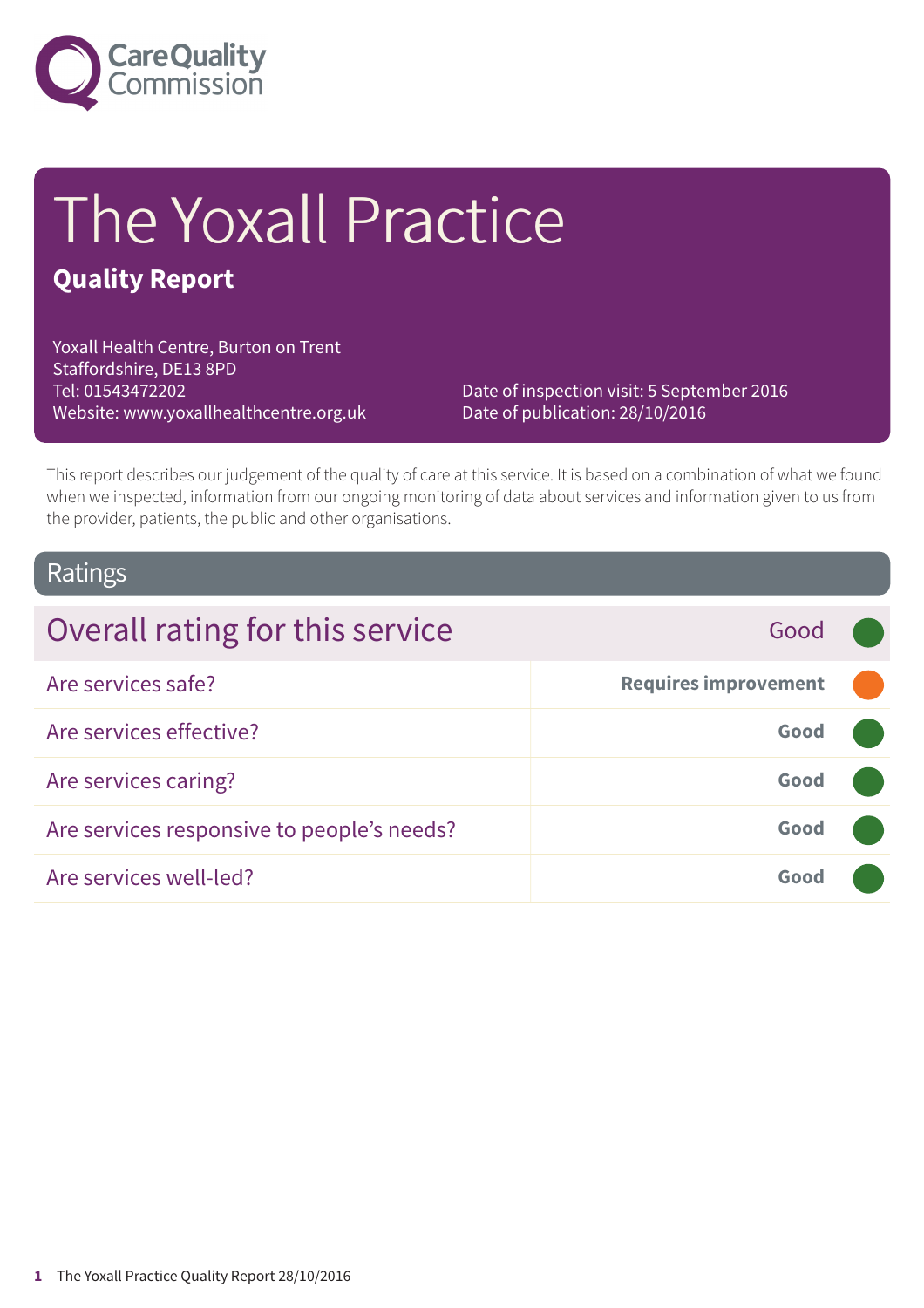Care Quality Commission

# The Yoxall Practice

## Quality Report

Yoxall Health Centre, Burton on Trent
Staffordshire, DE13 8PD
Tel: 01543472202
Website: www.yoxallhealthcentre.org.uk

Date of inspection visit: 5 September 2016
Date of publication: 28/10/2016

This report describes our judgement of the quality of care at this service. It is based on a combination of what we found when we inspected, information from our ongoing monitoring of data about services and information given to us from the provider, patients, the public and other organisations.

## Ratings

| Overall rating for this service | Good |
|---|---|
| Are services safe? | **Requires improvement** |
| Are services effective? | **Good** |
| Are services caring? | **Good** |
| Are services responsive to people's needs? | **Good** |
| Are services well-led? | **Good** |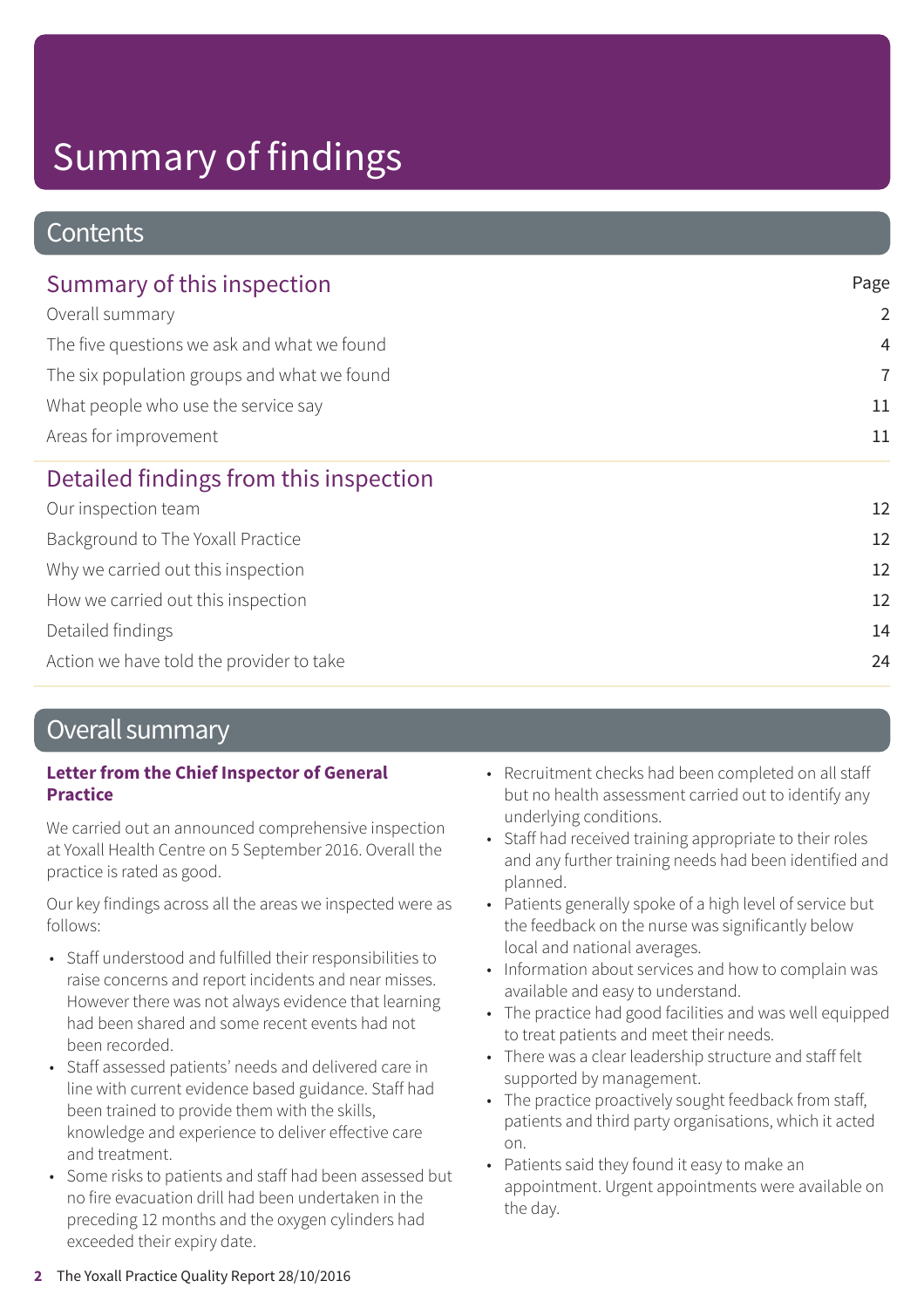# Summary of findings

## Contents

### Summary of this inspection

| | Page |
|---|---|
| Overall summary | 2 |
| The five questions we ask and what we found | 4 |
| The six population groups and what we found | 7 |
| What people who use the service say | 11 |
| Areas for improvement | 11 |

### Detailed findings from this inspection

| | |
|---|---|
| Our inspection team | 12 |
| Background to The Yoxall Practice | 12 |
| Why we carried out this inspection | 12 |
| How we carried out this inspection | 12 |
| Detailed findings | 14 |
| Action we have told the provider to take | 24 |

## Overall summary

**Letter from the Chief Inspector of General Practice**

We carried out an announced comprehensive inspection at Yoxall Health Centre on 5 September 2016. Overall the practice is rated as good.

Our key findings across all the areas we inspected were as follows:

- Staff understood and fulfilled their responsibilities to raise concerns and report incidents and near misses. However there was not always evidence that learning had been shared and some recent events had not been recorded.
- Staff assessed patients' needs and delivered care in line with current evidence based guidance. Staff had been trained to provide them with the skills, knowledge and experience to deliver effective care and treatment.
- Some risks to patients and staff had been assessed but no fire evacuation drill had been undertaken in the preceding 12 months and the oxygen cylinders had exceeded their expiry date.
- Recruitment checks had been completed on all staff but no health assessment carried out to identify any underlying conditions.
- Staff had received training appropriate to their roles and any further training needs had been identified and planned.
- Patients generally spoke of a high level of service but the feedback on the nurse was significantly below local and national averages.
- Information about services and how to complain was available and easy to understand.
- The practice had good facilities and was well equipped to treat patients and meet their needs.
- There was a clear leadership structure and staff felt supported by management.
- The practice proactively sought feedback from staff, patients and third party organisations, which it acted on.
- Patients said they found it easy to make an appointment. Urgent appointments were available on the day.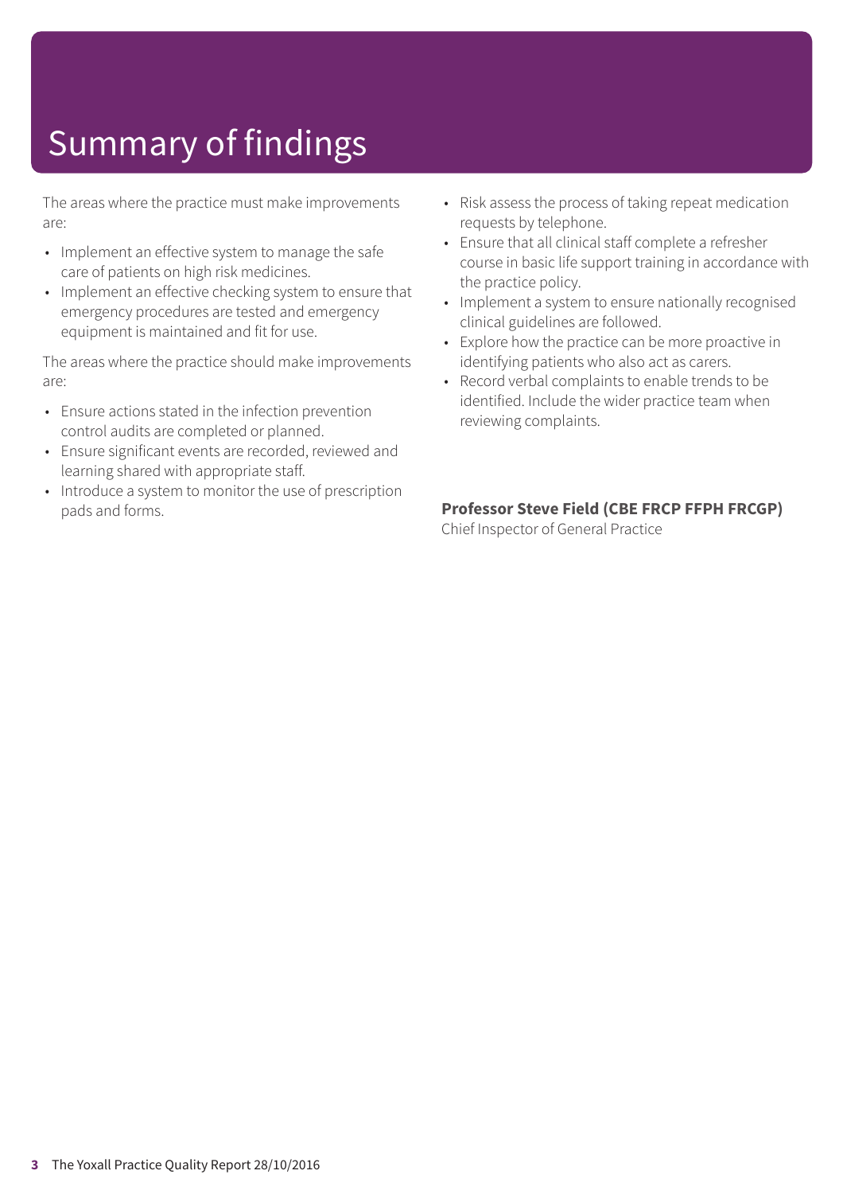# Summary of findings

The areas where the practice must make improvements are:

- Implement an effective system to manage the safe care of patients on high risk medicines.
- Implement an effective checking system to ensure that emergency procedures are tested and emergency equipment is maintained and fit for use.

The areas where the practice should make improvements are:

- Ensure actions stated in the infection prevention control audits are completed or planned.
- Ensure significant events are recorded, reviewed and learning shared with appropriate staff.
- Introduce a system to monitor the use of prescription pads and forms.
- Risk assess the process of taking repeat medication requests by telephone.
- Ensure that all clinical staff complete a refresher course in basic life support training in accordance with the practice policy.
- Implement a system to ensure nationally recognised clinical guidelines are followed.
- Explore how the practice can be more proactive in identifying patients who also act as carers.
- Record verbal complaints to enable trends to be identified. Include the wider practice team when reviewing complaints.

**Professor Steve Field (CBE FRCP FFPH FRCGP)**
Chief Inspector of General Practice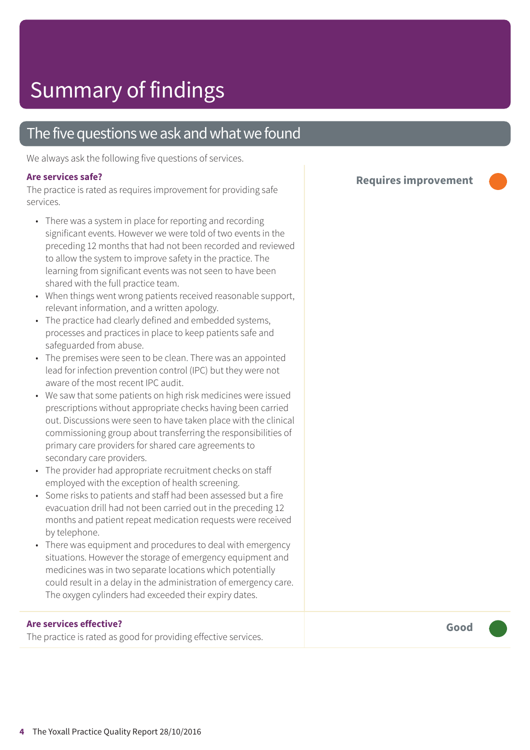# Summary of findings

## The five questions we ask and what we found

We always ask the following five questions of services.

### Are services safe?

**Requires improvement**

The practice is rated as requires improvement for providing safe services.

- There was a system in place for reporting and recording significant events. However we were told of two events in the preceding 12 months that had not been recorded and reviewed to allow the system to improve safety in the practice. The learning from significant events was not seen to have been shared with the full practice team.
- When things went wrong patients received reasonable support, relevant information, and a written apology.
- The practice had clearly defined and embedded systems, processes and practices in place to keep patients safe and safeguarded from abuse.
- The premises were seen to be clean. There was an appointed lead for infection prevention control (IPC) but they were not aware of the most recent IPC audit.
- We saw that some patients on high risk medicines were issued prescriptions without appropriate checks having been carried out. Discussions were seen to have taken place with the clinical commissioning group about transferring the responsibilities of primary care providers for shared care agreements to secondary care providers.
- The provider had appropriate recruitment checks on staff employed with the exception of health screening.
- Some risks to patients and staff had been assessed but a fire evacuation drill had not been carried out in the preceding 12 months and patient repeat medication requests were received by telephone.
- There was equipment and procedures to deal with emergency situations. However the storage of emergency equipment and medicines was in two separate locations which potentially could result in a delay in the administration of emergency care. The oxygen cylinders had exceeded their expiry dates.

### Are services effective?

**Good**

The practice is rated as good for providing effective services.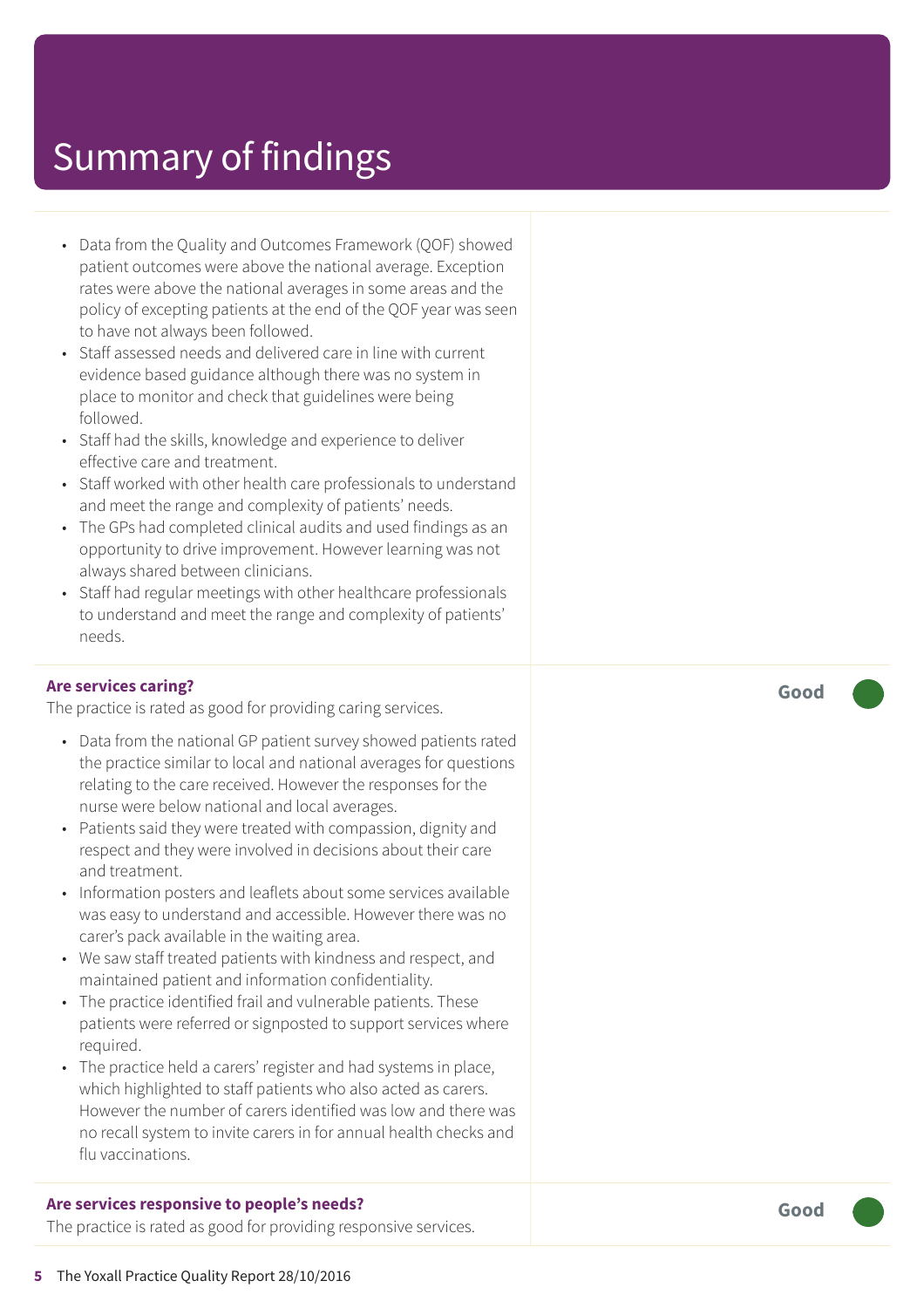# Summary of findings

- Data from the Quality and Outcomes Framework (QOF) showed patient outcomes were above the national average. Exception rates were above the national averages in some areas and the policy of excepting patients at the end of the QOF year was seen to have not always been followed.
- Staff assessed needs and delivered care in line with current evidence based guidance although there was no system in place to monitor and check that guidelines were being followed.
- Staff had the skills, knowledge and experience to deliver effective care and treatment.
- Staff worked with other health care professionals to understand and meet the range and complexity of patients' needs.
- The GPs had completed clinical audits and used findings as an opportunity to drive improvement. However learning was not always shared between clinicians.
- Staff had regular meetings with other healthcare professionals to understand and meet the range and complexity of patients' needs.

**Are services caring?** — **Good**

The practice is rated as good for providing caring services.

- Data from the national GP patient survey showed patients rated the practice similar to local and national averages for questions relating to the care received. However the responses for the nurse were below national and local averages.
- Patients said they were treated with compassion, dignity and respect and they were involved in decisions about their care and treatment.
- Information posters and leaflets about some services available was easy to understand and accessible. However there was no carer's pack available in the waiting area.
- We saw staff treated patients with kindness and respect, and maintained patient and information confidentiality.
- The practice identified frail and vulnerable patients. These patients were referred or signposted to support services where required.
- The practice held a carers' register and had systems in place, which highlighted to staff patients who also acted as carers. However the number of carers identified was low and there was no recall system to invite carers in for annual health checks and flu vaccinations.

**Are services responsive to people's needs?** — **Good**

The practice is rated as good for providing responsive services.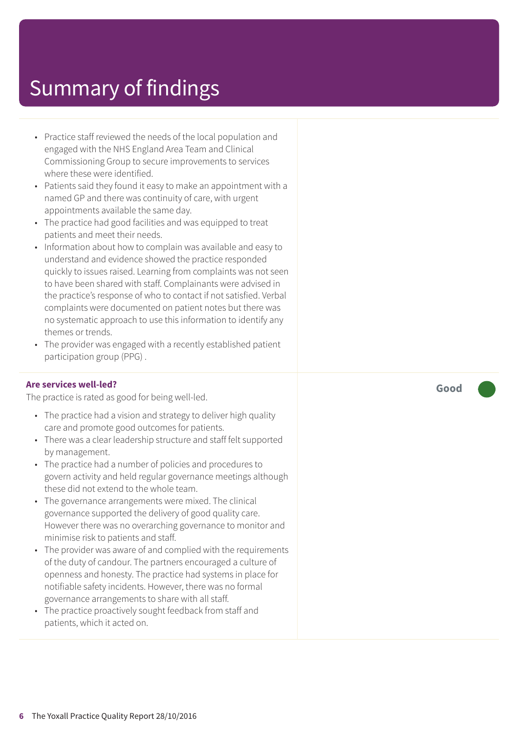# Summary of findings

- Practice staff reviewed the needs of the local population and engaged with the NHS England Area Team and Clinical Commissioning Group to secure improvements to services where these were identified.
- Patients said they found it easy to make an appointment with a named GP and there was continuity of care, with urgent appointments available the same day.
- The practice had good facilities and was equipped to treat patients and meet their needs.
- Information about how to complain was available and easy to understand and evidence showed the practice responded quickly to issues raised. Learning from complaints was not seen to have been shared with staff. Complainants were advised in the practice's response of who to contact if not satisfied. Verbal complaints were documented on patient notes but there was no systematic approach to use this information to identify any themes or trends.
- The provider was engaged with a recently established patient participation group (PPG) .

**Are services well-led?** — **Good**

The practice is rated as good for being well-led.

- The practice had a vision and strategy to deliver high quality care and promote good outcomes for patients.
- There was a clear leadership structure and staff felt supported by management.
- The practice had a number of policies and procedures to govern activity and held regular governance meetings although these did not extend to the whole team.
- The governance arrangements were mixed. The clinical governance supported the delivery of good quality care. However there was no overarching governance to monitor and minimise risk to patients and staff.
- The provider was aware of and complied with the requirements of the duty of candour. The partners encouraged a culture of openness and honesty. The practice had systems in place for notifiable safety incidents. However, there was no formal governance arrangements to share with all staff.
- The practice proactively sought feedback from staff and patients, which it acted on.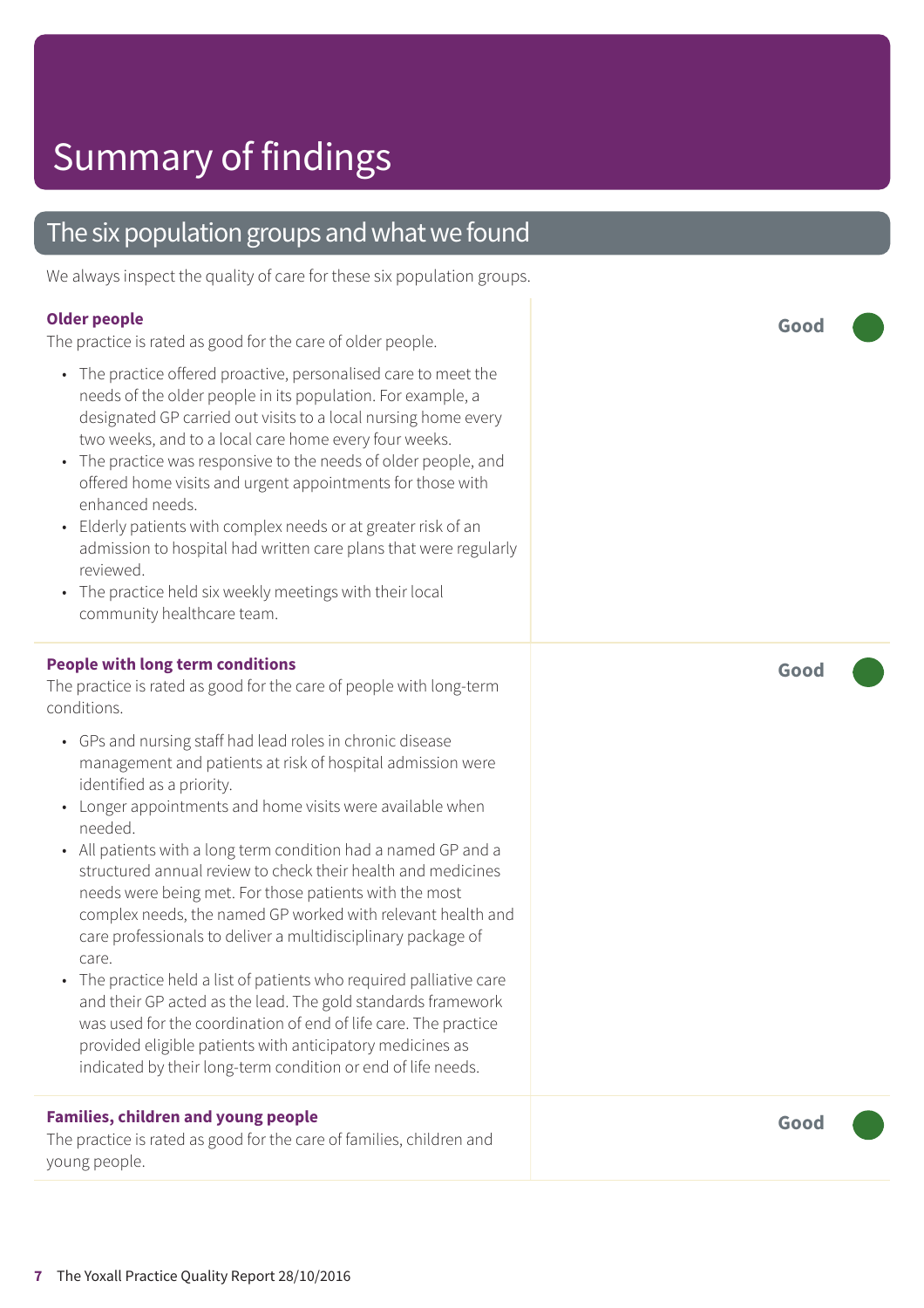# Summary of findings

## The six population groups and what we found

We always inspect the quality of care for these six population groups.

### Older people

**Good**

The practice is rated as good for the care of older people.

- The practice offered proactive, personalised care to meet the needs of the older people in its population. For example, a designated GP carried out visits to a local nursing home every two weeks, and to a local care home every four weeks.
- The practice was responsive to the needs of older people, and offered home visits and urgent appointments for those with enhanced needs.
- Elderly patients with complex needs or at greater risk of an admission to hospital had written care plans that were regularly reviewed.
- The practice held six weekly meetings with their local community healthcare team.

### People with long term conditions

**Good**

The practice is rated as good for the care of people with long-term conditions.

- GPs and nursing staff had lead roles in chronic disease management and patients at risk of hospital admission were identified as a priority.
- Longer appointments and home visits were available when needed.
- All patients with a long term condition had a named GP and a structured annual review to check their health and medicines needs were being met. For those patients with the most complex needs, the named GP worked with relevant health and care professionals to deliver a multidisciplinary package of care.
- The practice held a list of patients who required palliative care and their GP acted as the lead. The gold standards framework was used for the coordination of end of life care. The practice provided eligible patients with anticipatory medicines as indicated by their long-term condition or end of life needs.

### Families, children and young people

**Good**

The practice is rated as good for the care of families, children and young people.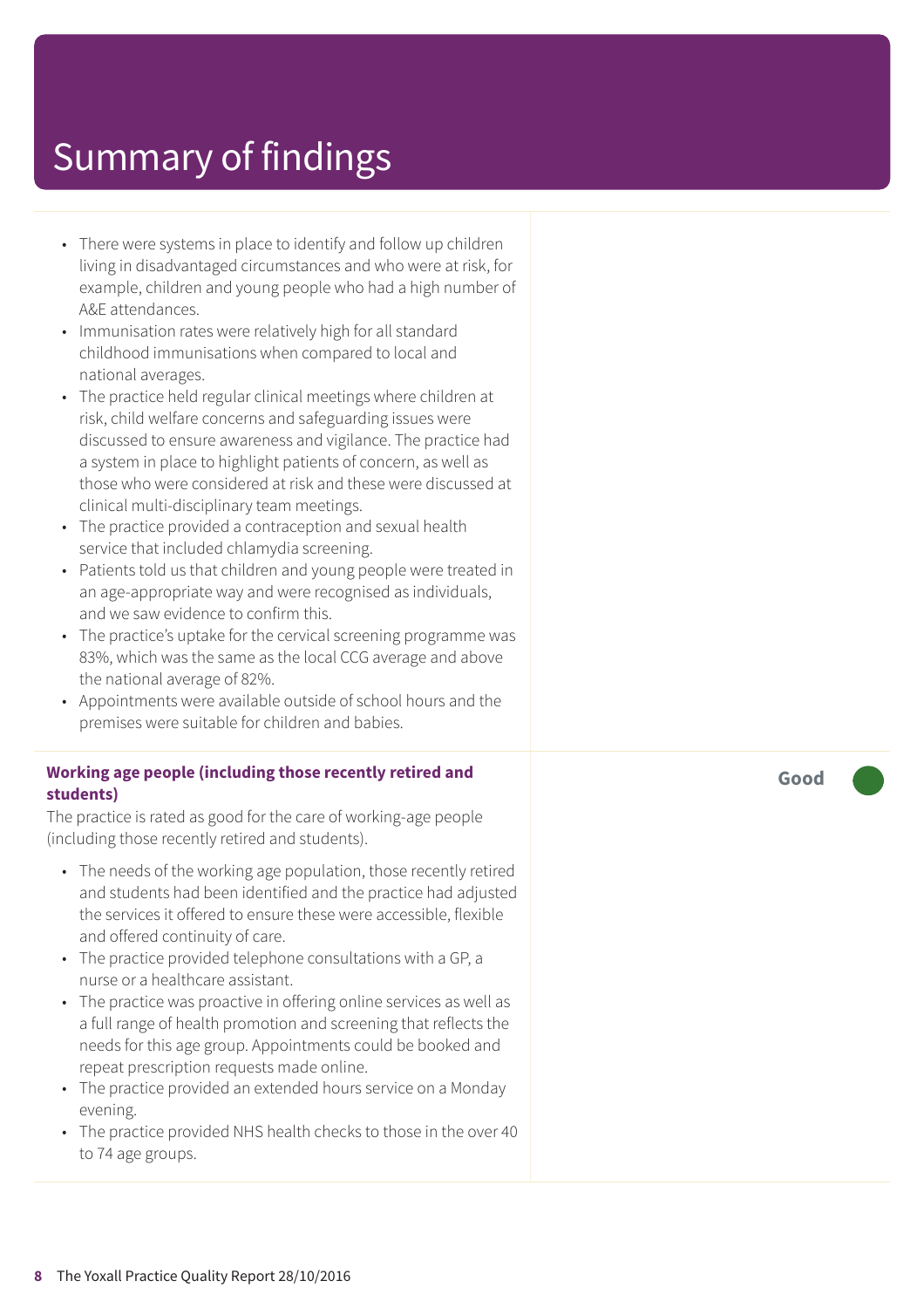# Summary of findings

- There were systems in place to identify and follow up children living in disadvantaged circumstances and who were at risk, for example, children and young people who had a high number of A&E attendances.
- Immunisation rates were relatively high for all standard childhood immunisations when compared to local and national averages.
- The practice held regular clinical meetings where children at risk, child welfare concerns and safeguarding issues were discussed to ensure awareness and vigilance. The practice had a system in place to highlight patients of concern, as well as those who were considered at risk and these were discussed at clinical multi-disciplinary team meetings.
- The practice provided a contraception and sexual health service that included chlamydia screening.
- Patients told us that children and young people were treated in an age-appropriate way and were recognised as individuals, and we saw evidence to confirm this.
- The practice's uptake for the cervical screening programme was 83%, which was the same as the local CCG average and above the national average of 82%.
- Appointments were available outside of school hours and the premises were suitable for children and babies.

**Working age people (including those recently retired and students)** — **Good**

The practice is rated as good for the care of working-age people (including those recently retired and students).

- The needs of the working age population, those recently retired and students had been identified and the practice had adjusted the services it offered to ensure these were accessible, flexible and offered continuity of care.
- The practice provided telephone consultations with a GP, a nurse or a healthcare assistant.
- The practice was proactive in offering online services as well as a full range of health promotion and screening that reflects the needs for this age group. Appointments could be booked and repeat prescription requests made online.
- The practice provided an extended hours service on a Monday evening.
- The practice provided NHS health checks to those in the over 40 to 74 age groups.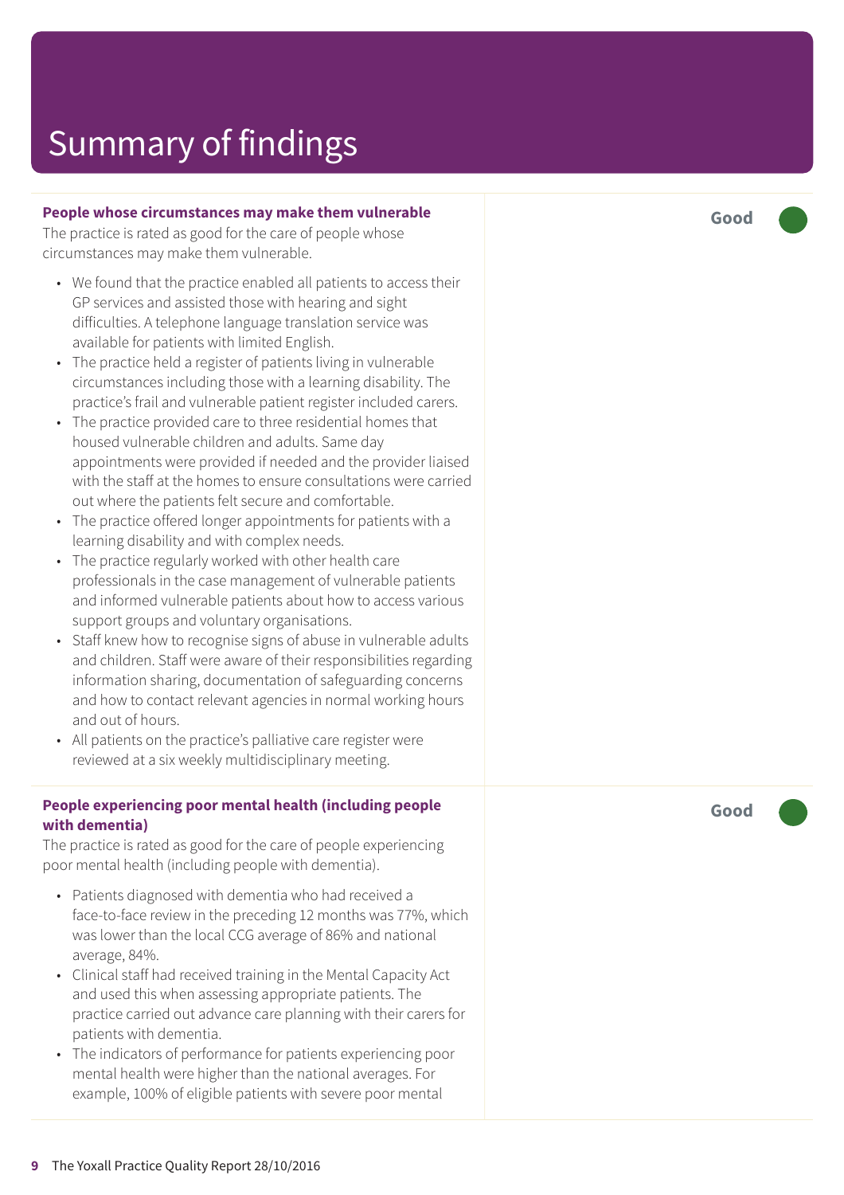# Summary of findings

**People whose circumstances may make them vulnerable**

The practice is rated as good for the care of people whose circumstances may make them vulnerable.

- We found that the practice enabled all patients to access their GP services and assisted those with hearing and sight difficulties. A telephone language translation service was available for patients with limited English.
- The practice held a register of patients living in vulnerable circumstances including those with a learning disability. The practice's frail and vulnerable patient register included carers.
- The practice provided care to three residential homes that housed vulnerable children and adults. Same day appointments were provided if needed and the provider liaised with the staff at the homes to ensure consultations were carried out where the patients felt secure and comfortable.
- The practice offered longer appointments for patients with a learning disability and with complex needs.
- The practice regularly worked with other health care professionals in the case management of vulnerable patients and informed vulnerable patients about how to access various support groups and voluntary organisations.
- Staff knew how to recognise signs of abuse in vulnerable adults and children. Staff were aware of their responsibilities regarding information sharing, documentation of safeguarding concerns and how to contact relevant agencies in normal working hours and out of hours.
- All patients on the practice's palliative care register were reviewed at a six weekly multidisciplinary meeting.

**Good**

**People experiencing poor mental health (including people with dementia)**

The practice is rated as good for the care of people experiencing poor mental health (including people with dementia).

- Patients diagnosed with dementia who had received a face-to-face review in the preceding 12 months was 77%, which was lower than the local CCG average of 86% and national average, 84%.
- Clinical staff had received training in the Mental Capacity Act and used this when assessing appropriate patients. The practice carried out advance care planning with their carers for patients with dementia.
- The indicators of performance for patients experiencing poor mental health were higher than the national averages. For example, 100% of eligible patients with severe poor mental

**Good**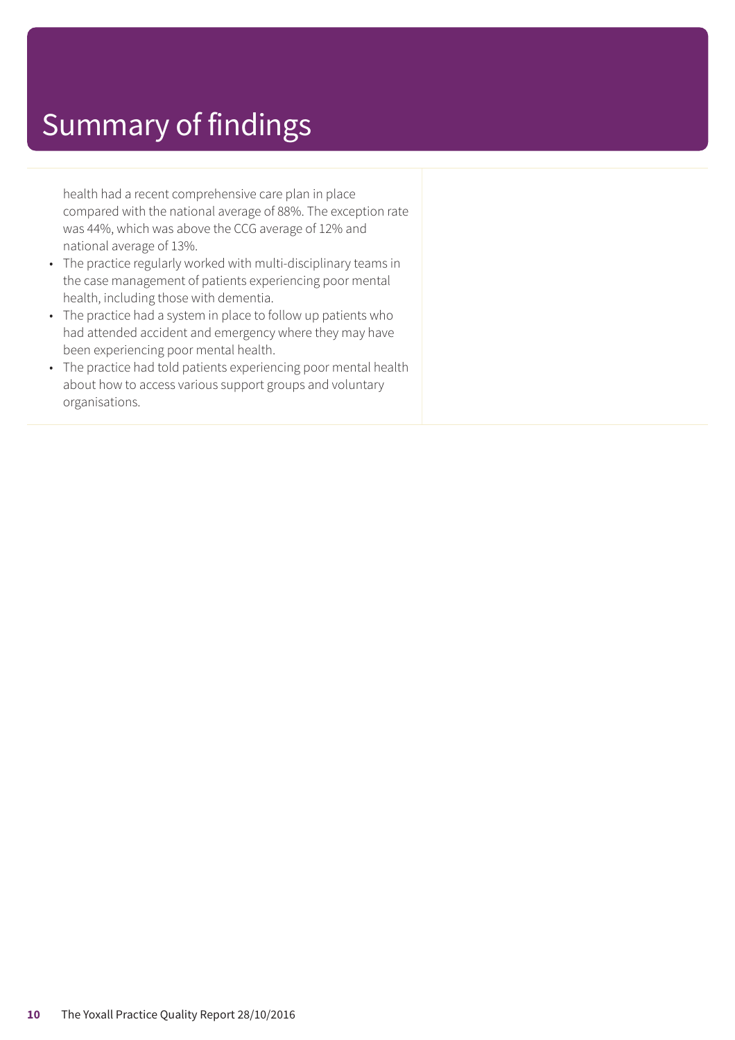# Summary of findings

health had a recent comprehensive care plan in place compared with the national average of 88%. The exception rate was 44%, which was above the CCG average of 12% and national average of 13%.

- The practice regularly worked with multi-disciplinary teams in the case management of patients experiencing poor mental health, including those with dementia.
- The practice had a system in place to follow up patients who had attended accident and emergency where they may have been experiencing poor mental health.
- The practice had told patients experiencing poor mental health about how to access various support groups and voluntary organisations.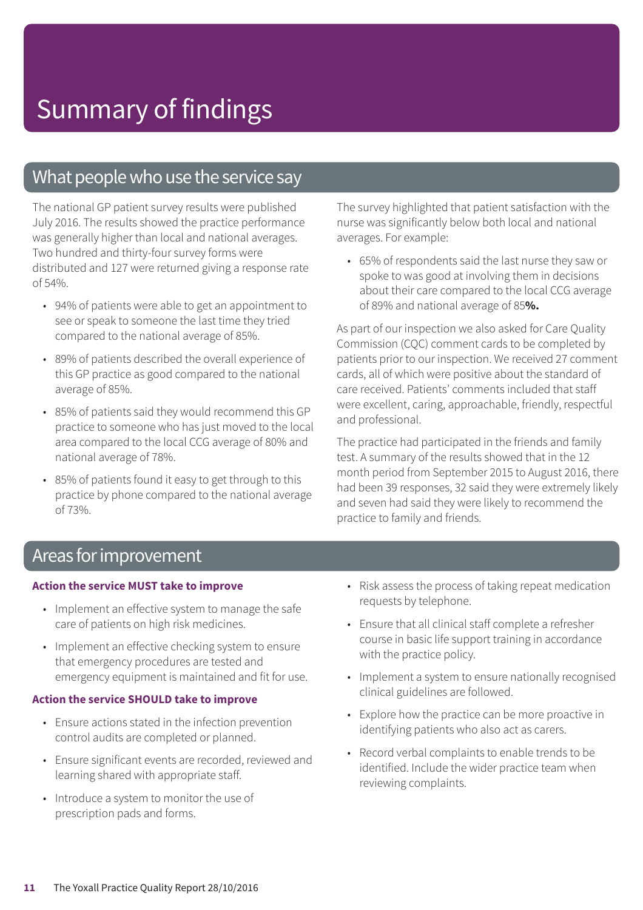# Summary of findings

## What people who use the service say

The national GP patient survey results were published July 2016. The results showed the practice performance was generally higher than local and national averages. Two hundred and thirty-four survey forms were distributed and 127 were returned giving a response rate of 54%.

- 94% of patients were able to get an appointment to see or speak to someone the last time they tried compared to the national average of 85%.
- 89% of patients described the overall experience of this GP practice as good compared to the national average of 85%.
- 85% of patients said they would recommend this GP practice to someone who has just moved to the local area compared to the local CCG average of 80% and national average of 78%.
- 85% of patients found it easy to get through to this practice by phone compared to the national average of 73%.

The survey highlighted that patient satisfaction with the nurse was significantly below both local and national averages. For example:

- 65% of respondents said the last nurse they saw or spoke to was good at involving them in decisions about their care compared to the local CCG average of 89% and national average of 85**%.**

As part of our inspection we also asked for Care Quality Commission (CQC) comment cards to be completed by patients prior to our inspection. We received 27 comment cards, all of which were positive about the standard of care received. Patients' comments included that staff were excellent, caring, approachable, friendly, respectful and professional.

The practice had participated in the friends and family test. A summary of the results showed that in the 12 month period from September 2015 to August 2016, there had been 39 responses, 32 said they were extremely likely and seven had said they were likely to recommend the practice to family and friends.

## Areas for improvement

**Action the service MUST take to improve**

- Implement an effective system to manage the safe care of patients on high risk medicines.
- Implement an effective checking system to ensure that emergency procedures are tested and emergency equipment is maintained and fit for use.

**Action the service SHOULD take to improve**

- Ensure actions stated in the infection prevention control audits are completed or planned.
- Ensure significant events are recorded, reviewed and learning shared with appropriate staff.
- Introduce a system to monitor the use of prescription pads and forms.
- Risk assess the process of taking repeat medication requests by telephone.
- Ensure that all clinical staff complete a refresher course in basic life support training in accordance with the practice policy.
- Implement a system to ensure nationally recognised clinical guidelines are followed.
- Explore how the practice can be more proactive in identifying patients who also act as carers.
- Record verbal complaints to enable trends to be identified. Include the wider practice team when reviewing complaints.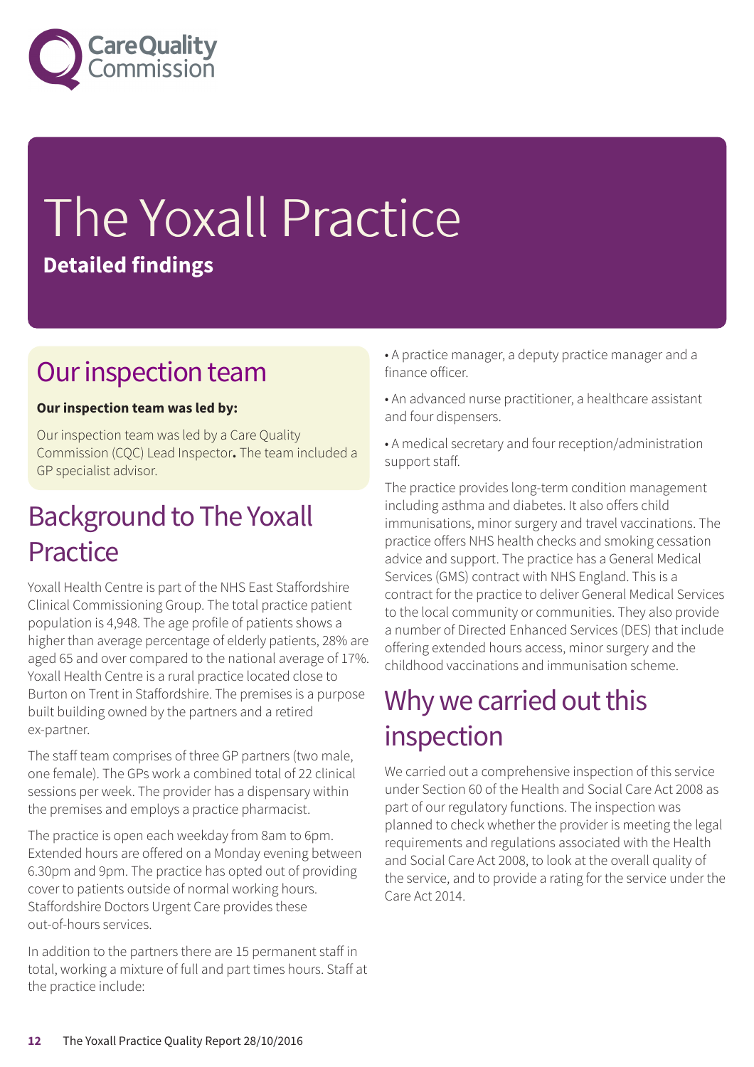# The Yoxall Practice

**Detailed findings**

## Our inspection team

**Our inspection team was led by:**

Our inspection team was led by a Care Quality Commission (CQC) Lead Inspector**.** The team included a GP specialist advisor.

## Background to The Yoxall Practice

Yoxall Health Centre is part of the NHS East Staffordshire Clinical Commissioning Group. The total practice patient population is 4,948. The age profile of patients shows a higher than average percentage of elderly patients, 28% are aged 65 and over compared to the national average of 17%. Yoxall Health Centre is a rural practice located close to Burton on Trent in Staffordshire. The premises is a purpose built building owned by the partners and a retired ex-partner.

The staff team comprises of three GP partners (two male, one female). The GPs work a combined total of 22 clinical sessions per week. The provider has a dispensary within the premises and employs a practice pharmacist.

The practice is open each weekday from 8am to 6pm. Extended hours are offered on a Monday evening between 6.30pm and 9pm. The practice has opted out of providing cover to patients outside of normal working hours. Staffordshire Doctors Urgent Care provides these out-of-hours services.

In addition to the partners there are 15 permanent staff in total, working a mixture of full and part times hours. Staff at the practice include:

- A practice manager, a deputy practice manager and a finance officer.
- An advanced nurse practitioner, a healthcare assistant and four dispensers.
- A medical secretary and four reception/administration support staff.

The practice provides long-term condition management including asthma and diabetes. It also offers child immunisations, minor surgery and travel vaccinations. The practice offers NHS health checks and smoking cessation advice and support. The practice has a General Medical Services (GMS) contract with NHS England. This is a contract for the practice to deliver General Medical Services to the local community or communities. They also provide a number of Directed Enhanced Services (DES) that include offering extended hours access, minor surgery and the childhood vaccinations and immunisation scheme.

## Why we carried out this inspection

We carried out a comprehensive inspection of this service under Section 60 of the Health and Social Care Act 2008 as part of our regulatory functions. The inspection was planned to check whether the provider is meeting the legal requirements and regulations associated with the Health and Social Care Act 2008, to look at the overall quality of the service, and to provide a rating for the service under the Care Act 2014.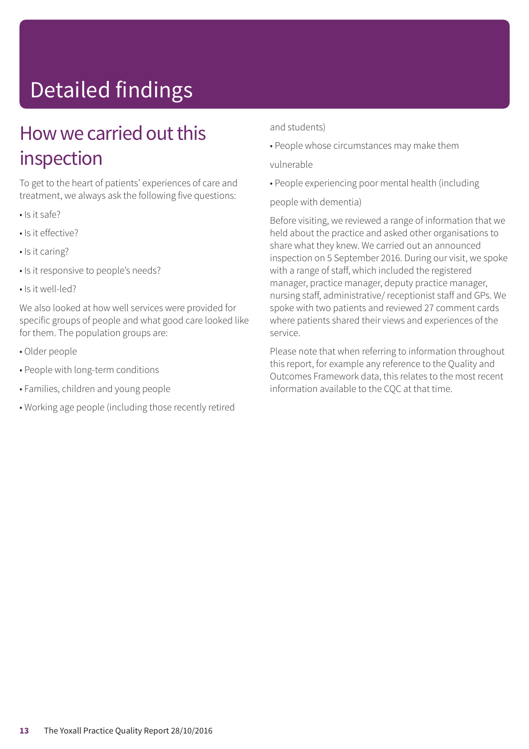# Detailed findings

## How we carried out this inspection

To get to the heart of patients' experiences of care and treatment, we always ask the following five questions:

- Is it safe?
- Is it effective?
- Is it caring?
- Is it responsive to people's needs?
- Is it well-led?

We also looked at how well services were provided for specific groups of people and what good care looked like for them. The population groups are:

- Older people
- People with long-term conditions
- Families, children and young people
- Working age people (including those recently retired and students)
- People whose circumstances may make them vulnerable
- People experiencing poor mental health (including people with dementia)

Before visiting, we reviewed a range of information that we held about the practice and asked other organisations to share what they knew. We carried out an announced inspection on 5 September 2016. During our visit, we spoke with a range of staff, which included the registered manager, practice manager, deputy practice manager, nursing staff, administrative/ receptionist staff and GPs. We spoke with two patients and reviewed 27 comment cards where patients shared their views and experiences of the service.

Please note that when referring to information throughout this report, for example any reference to the Quality and Outcomes Framework data, this relates to the most recent information available to the CQC at that time.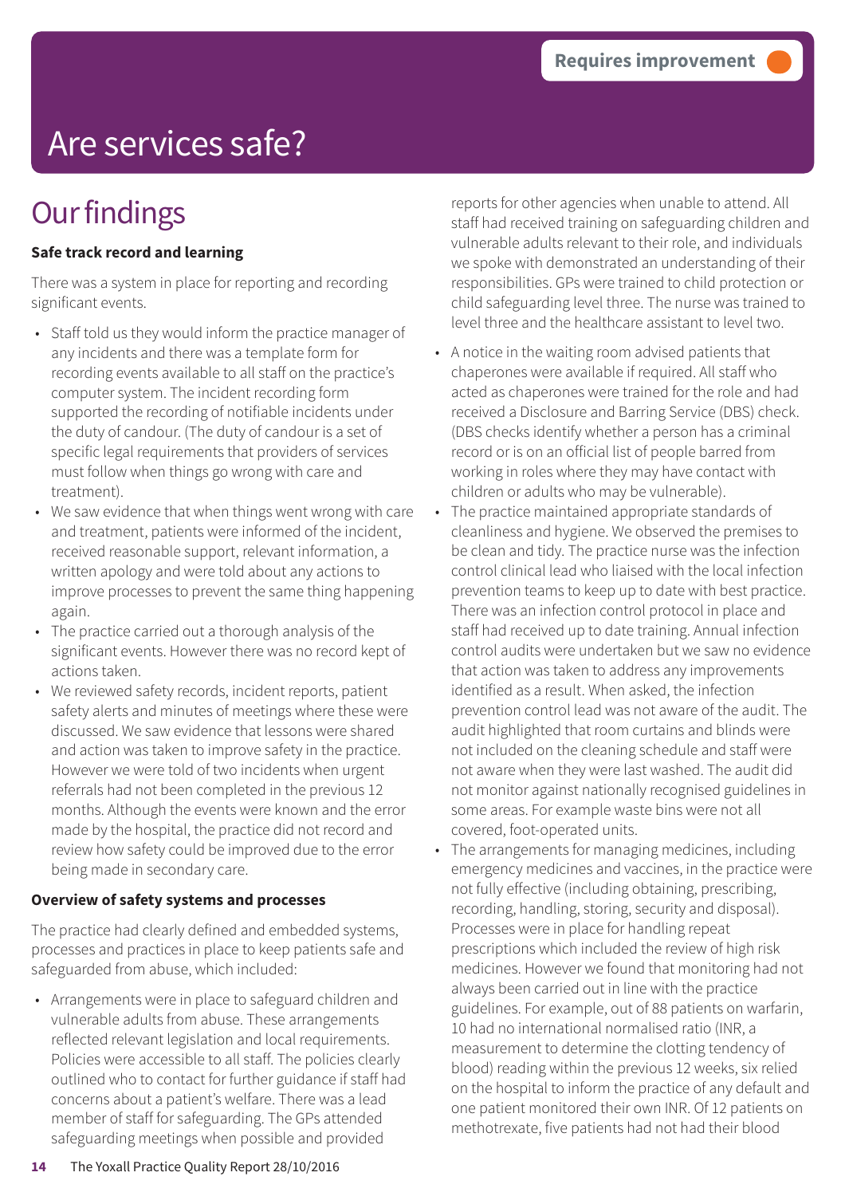Requires improvement

# Are services safe?

## Our findings

**Safe track record and learning**

There was a system in place for reporting and recording significant events.

- Staff told us they would inform the practice manager of any incidents and there was a template form for recording events available to all staff on the practice's computer system. The incident recording form supported the recording of notifiable incidents under the duty of candour. (The duty of candour is a set of specific legal requirements that providers of services must follow when things go wrong with care and treatment).
- We saw evidence that when things went wrong with care and treatment, patients were informed of the incident, received reasonable support, relevant information, a written apology and were told about any actions to improve processes to prevent the same thing happening again.
- The practice carried out a thorough analysis of the significant events. However there was no record kept of actions taken.
- We reviewed safety records, incident reports, patient safety alerts and minutes of meetings where these were discussed. We saw evidence that lessons were shared and action was taken to improve safety in the practice. However we were told of two incidents when urgent referrals had not been completed in the previous 12 months. Although the events were known and the error made by the hospital, the practice did not record and review how safety could be improved due to the error being made in secondary care.

**Overview of safety systems and processes**

The practice had clearly defined and embedded systems, processes and practices in place to keep patients safe and safeguarded from abuse, which included:

- Arrangements were in place to safeguard children and vulnerable adults from abuse. These arrangements reflected relevant legislation and local requirements. Policies were accessible to all staff. The policies clearly outlined who to contact for further guidance if staff had concerns about a patient's welfare. There was a lead member of staff for safeguarding. The GPs attended safeguarding meetings when possible and provided reports for other agencies when unable to attend. All staff had received training on safeguarding children and vulnerable adults relevant to their role, and individuals we spoke with demonstrated an understanding of their responsibilities. GPs were trained to child protection or child safeguarding level three. The nurse was trained to level three and the healthcare assistant to level two.
- A notice in the waiting room advised patients that chaperones were available if required. All staff who acted as chaperones were trained for the role and had received a Disclosure and Barring Service (DBS) check. (DBS checks identify whether a person has a criminal record or is on an official list of people barred from working in roles where they may have contact with children or adults who may be vulnerable).
- The practice maintained appropriate standards of cleanliness and hygiene. We observed the premises to be clean and tidy. The practice nurse was the infection control clinical lead who liaised with the local infection prevention teams to keep up to date with best practice. There was an infection control protocol in place and staff had received up to date training. Annual infection control audits were undertaken but we saw no evidence that action was taken to address any improvements identified as a result. When asked, the infection prevention control lead was not aware of the audit. The audit highlighted that room curtains and blinds were not included on the cleaning schedule and staff were not aware when they were last washed. The audit did not monitor against nationally recognised guidelines in some areas. For example waste bins were not all covered, foot-operated units.
- The arrangements for managing medicines, including emergency medicines and vaccines, in the practice were not fully effective (including obtaining, prescribing, recording, handling, storing, security and disposal). Processes were in place for handling repeat prescriptions which included the review of high risk medicines. However we found that monitoring had not always been carried out in line with the practice guidelines. For example, out of 88 patients on warfarin, 10 had no international normalised ratio (INR, a measurement to determine the clotting tendency of blood) reading within the previous 12 weeks, six relied on the hospital to inform the practice of any default and one patient monitored their own INR. Of 12 patients on methotrexate, five patients had not had their blood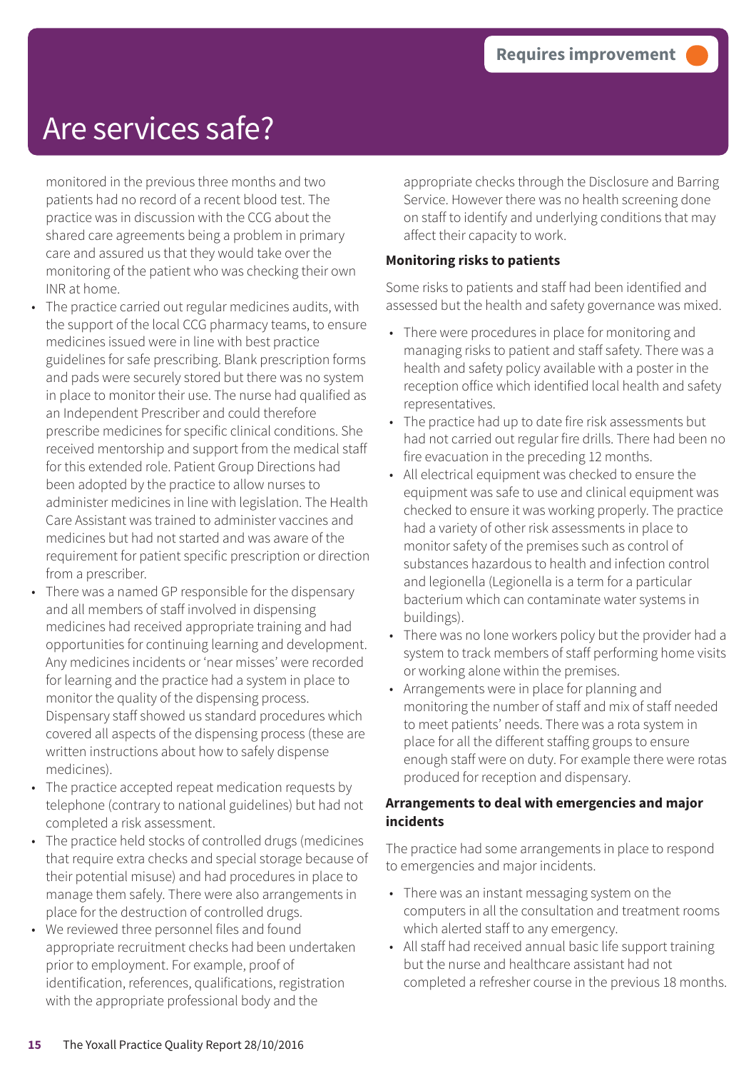Requires improvement

# Are services safe?

monitored in the previous three months and two patients had no record of a recent blood test. The practice was in discussion with the CCG about the shared care agreements being a problem in primary care and assured us that they would take over the monitoring of the patient who was checking their own INR at home.

- The practice carried out regular medicines audits, with the support of the local CCG pharmacy teams, to ensure medicines issued were in line with best practice guidelines for safe prescribing. Blank prescription forms and pads were securely stored but there was no system in place to monitor their use. The nurse had qualified as an Independent Prescriber and could therefore prescribe medicines for specific clinical conditions. She received mentorship and support from the medical staff for this extended role. Patient Group Directions had been adopted by the practice to allow nurses to administer medicines in line with legislation. The Health Care Assistant was trained to administer vaccines and medicines but had not started and was aware of the requirement for patient specific prescription or direction from a prescriber.
- There was a named GP responsible for the dispensary and all members of staff involved in dispensing medicines had received appropriate training and had opportunities for continuing learning and development. Any medicines incidents or 'near misses' were recorded for learning and the practice had a system in place to monitor the quality of the dispensing process. Dispensary staff showed us standard procedures which covered all aspects of the dispensing process (these are written instructions about how to safely dispense medicines).
- The practice accepted repeat medication requests by telephone (contrary to national guidelines) but had not completed a risk assessment.
- The practice held stocks of controlled drugs (medicines that require extra checks and special storage because of their potential misuse) and had procedures in place to manage them safely. There were also arrangements in place for the destruction of controlled drugs.
- We reviewed three personnel files and found appropriate recruitment checks had been undertaken prior to employment. For example, proof of identification, references, qualifications, registration with the appropriate professional body and the appropriate checks through the Disclosure and Barring Service. However there was no health screening done on staff to identify and underlying conditions that may affect their capacity to work.

**Monitoring risks to patients**

Some risks to patients and staff had been identified and assessed but the health and safety governance was mixed.

- There were procedures in place for monitoring and managing risks to patient and staff safety. There was a health and safety policy available with a poster in the reception office which identified local health and safety representatives.
- The practice had up to date fire risk assessments but had not carried out regular fire drills. There had been no fire evacuation in the preceding 12 months.
- All electrical equipment was checked to ensure the equipment was safe to use and clinical equipment was checked to ensure it was working properly. The practice had a variety of other risk assessments in place to monitor safety of the premises such as control of substances hazardous to health and infection control and legionella (Legionella is a term for a particular bacterium which can contaminate water systems in buildings).
- There was no lone workers policy but the provider had a system to track members of staff performing home visits or working alone within the premises.
- Arrangements were in place for planning and monitoring the number of staff and mix of staff needed to meet patients' needs. There was a rota system in place for all the different staffing groups to ensure enough staff were on duty. For example there were rotas produced for reception and dispensary.

**Arrangements to deal with emergencies and major incidents**

The practice had some arrangements in place to respond to emergencies and major incidents.

- There was an instant messaging system on the computers in all the consultation and treatment rooms which alerted staff to any emergency.
- All staff had received annual basic life support training but the nurse and healthcare assistant had not completed a refresher course in the previous 18 months.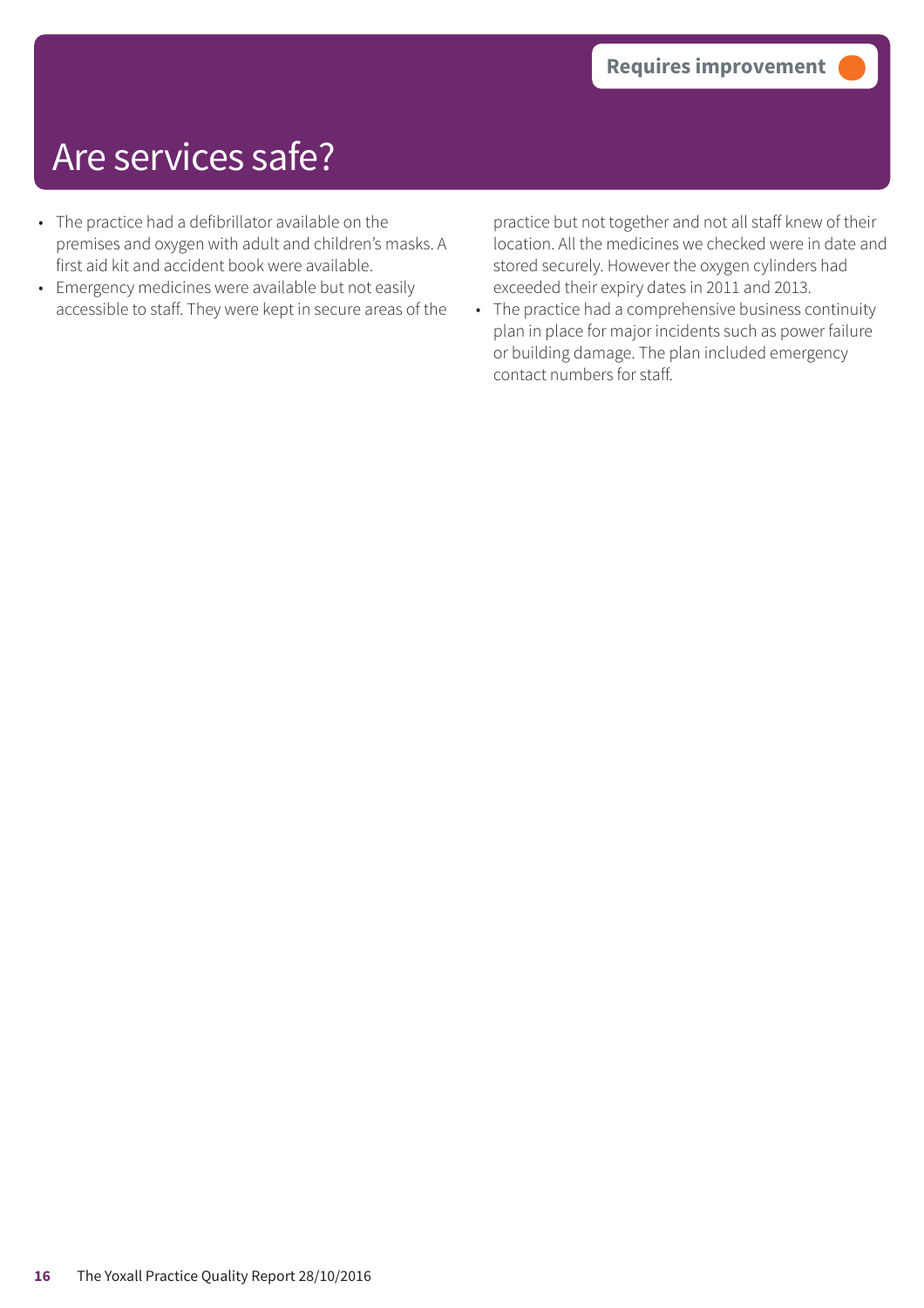# Are services safe?

**Requires improvement**

- The practice had a defibrillator available on the premises and oxygen with adult and children's masks. A first aid kit and accident book were available.
- Emergency medicines were available but not easily accessible to staff. They were kept in secure areas of the practice but not together and not all staff knew of their location. All the medicines we checked were in date and stored securely. However the oxygen cylinders had exceeded their expiry dates in 2011 and 2013.
- The practice had a comprehensive business continuity plan in place for major incidents such as power failure or building damage. The plan included emergency contact numbers for staff.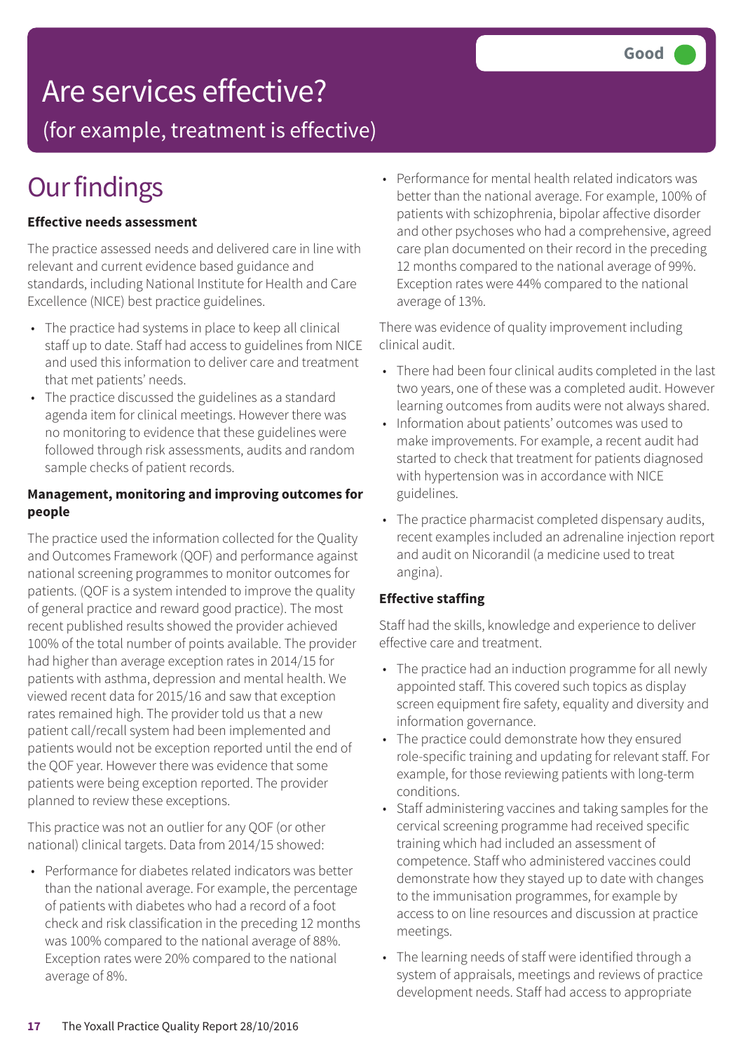Good

# Are services effective?

(for example, treatment is effective)

## Our findings

**Effective needs assessment**

The practice assessed needs and delivered care in line with relevant and current evidence based guidance and standards, including National Institute for Health and Care Excellence (NICE) best practice guidelines.

- The practice had systems in place to keep all clinical staff up to date. Staff had access to guidelines from NICE and used this information to deliver care and treatment that met patients' needs.
- The practice discussed the guidelines as a standard agenda item for clinical meetings. However there was no monitoring to evidence that these guidelines were followed through risk assessments, audits and random sample checks of patient records.

**Management, monitoring and improving outcomes for people**

The practice used the information collected for the Quality and Outcomes Framework (QOF) and performance against national screening programmes to monitor outcomes for patients. (QOF is a system intended to improve the quality of general practice and reward good practice). The most recent published results showed the provider achieved 100% of the total number of points available. The provider had higher than average exception rates in 2014/15 for patients with asthma, depression and mental health. We viewed recent data for 2015/16 and saw that exception rates remained high. The provider told us that a new patient call/recall system had been implemented and patients would not be exception reported until the end of the QOF year. However there was evidence that some patients were being exception reported. The provider planned to review these exceptions.

This practice was not an outlier for any QOF (or other national) clinical targets. Data from 2014/15 showed:

- Performance for diabetes related indicators was better than the national average. For example, the percentage of patients with diabetes who had a record of a foot check and risk classification in the preceding 12 months was 100% compared to the national average of 88%. Exception rates were 20% compared to the national average of 8%.
- Performance for mental health related indicators was better than the national average. For example, 100% of patients with schizophrenia, bipolar affective disorder and other psychoses who had a comprehensive, agreed care plan documented on their record in the preceding 12 months compared to the national average of 99%. Exception rates were 44% compared to the national average of 13%.

There was evidence of quality improvement including clinical audit.

- There had been four clinical audits completed in the last two years, one of these was a completed audit. However learning outcomes from audits were not always shared.
- Information about patients' outcomes was used to make improvements. For example, a recent audit had started to check that treatment for patients diagnosed with hypertension was in accordance with NICE guidelines.
- The practice pharmacist completed dispensary audits, recent examples included an adrenaline injection report and audit on Nicorandil (a medicine used to treat angina).

**Effective staffing**

Staff had the skills, knowledge and experience to deliver effective care and treatment.

- The practice had an induction programme for all newly appointed staff. This covered such topics as display screen equipment fire safety, equality and diversity and information governance.
- The practice could demonstrate how they ensured role-specific training and updating for relevant staff. For example, for those reviewing patients with long-term conditions.
- Staff administering vaccines and taking samples for the cervical screening programme had received specific training which had included an assessment of competence. Staff who administered vaccines could demonstrate how they stayed up to date with changes to the immunisation programmes, for example by access to on line resources and discussion at practice meetings.
- The learning needs of staff were identified through a system of appraisals, meetings and reviews of practice development needs. Staff had access to appropriate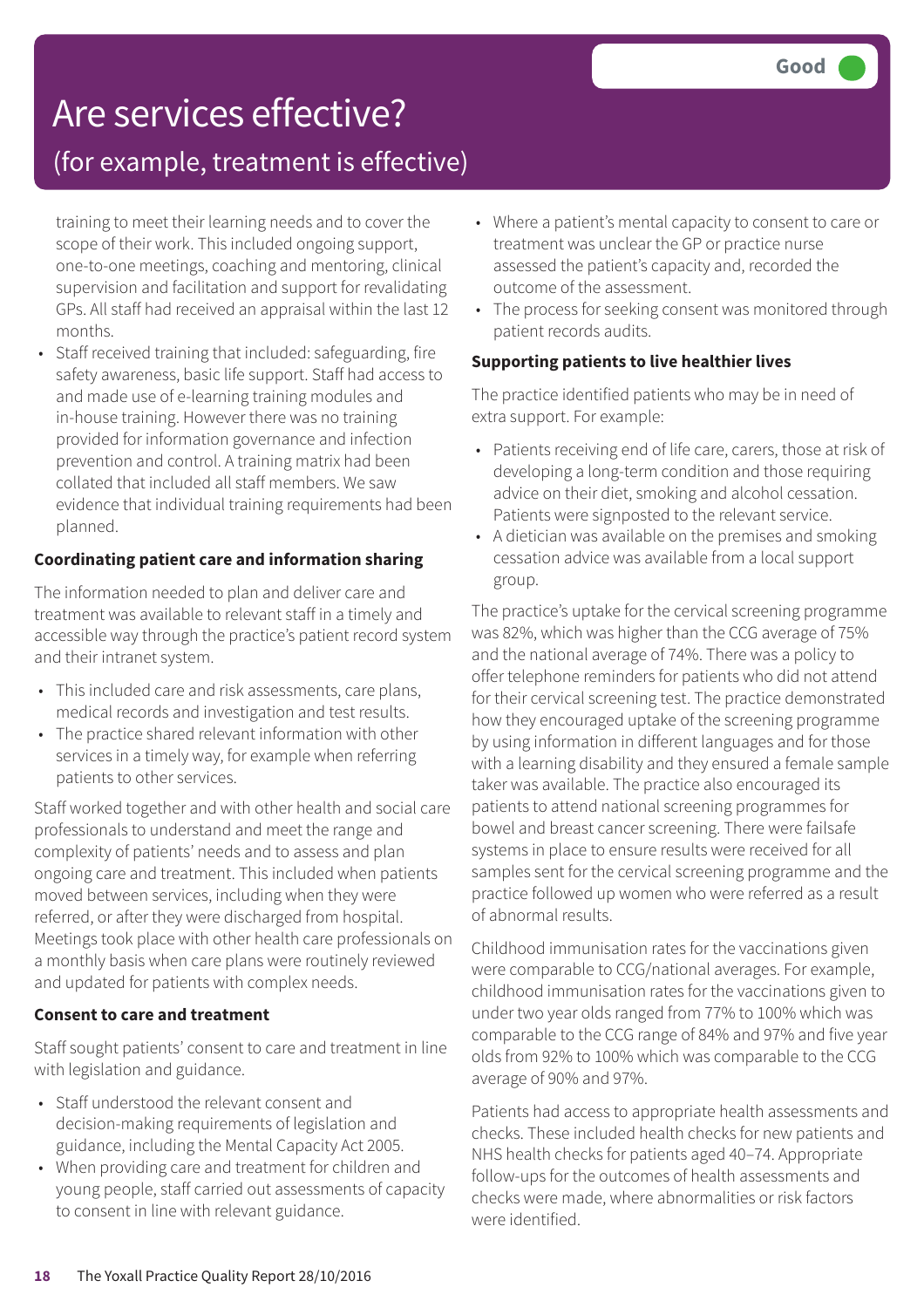# Are services effective?

## (for example, treatment is effective)

**Good**

training to meet their learning needs and to cover the scope of their work. This included ongoing support, one-to-one meetings, coaching and mentoring, clinical supervision and facilitation and support for revalidating GPs. All staff had received an appraisal within the last 12 months.

- Staff received training that included: safeguarding, fire safety awareness, basic life support. Staff had access to and made use of e-learning training modules and in-house training. However there was no training provided for information governance and infection prevention and control. A training matrix had been collated that included all staff members. We saw evidence that individual training requirements had been planned.

**Coordinating patient care and information sharing**

The information needed to plan and deliver care and treatment was available to relevant staff in a timely and accessible way through the practice's patient record system and their intranet system.

- This included care and risk assessments, care plans, medical records and investigation and test results.
- The practice shared relevant information with other services in a timely way, for example when referring patients to other services.

Staff worked together and with other health and social care professionals to understand and meet the range and complexity of patients' needs and to assess and plan ongoing care and treatment. This included when patients moved between services, including when they were referred, or after they were discharged from hospital. Meetings took place with other health care professionals on a monthly basis when care plans were routinely reviewed and updated for patients with complex needs.

**Consent to care and treatment**

Staff sought patients' consent to care and treatment in line with legislation and guidance.

- Staff understood the relevant consent and decision-making requirements of legislation and guidance, including the Mental Capacity Act 2005.
- When providing care and treatment for children and young people, staff carried out assessments of capacity to consent in line with relevant guidance.
- Where a patient's mental capacity to consent to care or treatment was unclear the GP or practice nurse assessed the patient's capacity and, recorded the outcome of the assessment.
- The process for seeking consent was monitored through patient records audits.

**Supporting patients to live healthier lives**

The practice identified patients who may be in need of extra support. For example:

- Patients receiving end of life care, carers, those at risk of developing a long-term condition and those requiring advice on their diet, smoking and alcohol cessation. Patients were signposted to the relevant service.
- A dietician was available on the premises and smoking cessation advice was available from a local support group.

The practice's uptake for the cervical screening programme was 82%, which was higher than the CCG average of 75% and the national average of 74%. There was a policy to offer telephone reminders for patients who did not attend for their cervical screening test. The practice demonstrated how they encouraged uptake of the screening programme by using information in different languages and for those with a learning disability and they ensured a female sample taker was available. The practice also encouraged its patients to attend national screening programmes for bowel and breast cancer screening. There were failsafe systems in place to ensure results were received for all samples sent for the cervical screening programme and the practice followed up women who were referred as a result of abnormal results.

Childhood immunisation rates for the vaccinations given were comparable to CCG/national averages. For example, childhood immunisation rates for the vaccinations given to under two year olds ranged from 77% to 100% which was comparable to the CCG range of 84% and 97% and five year olds from 92% to 100% which was comparable to the CCG average of 90% and 97%.

Patients had access to appropriate health assessments and checks. These included health checks for new patients and NHS health checks for patients aged 40–74. Appropriate follow-ups for the outcomes of health assessments and checks were made, where abnormalities or risk factors were identified.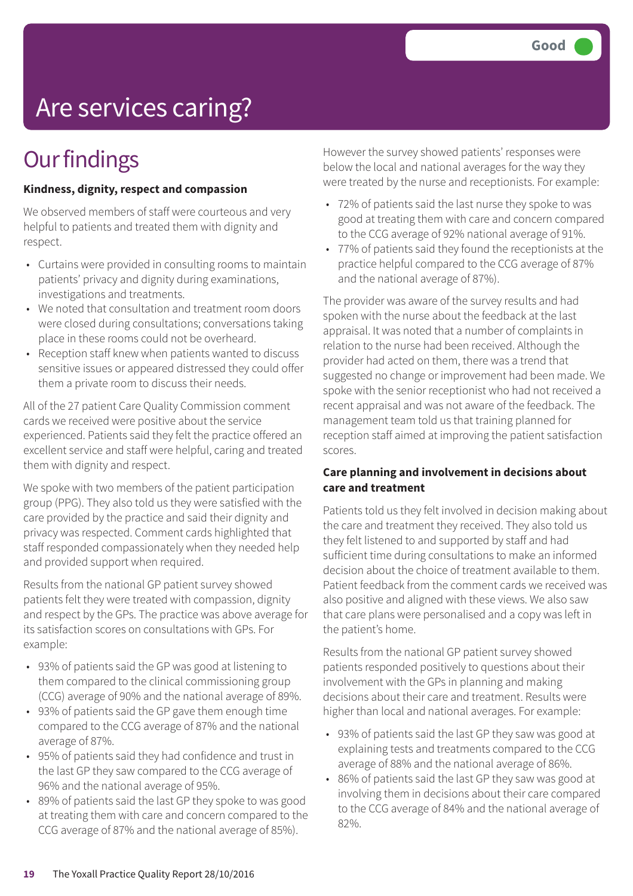Good

# Are services caring?

## Our findings

**Kindness, dignity, respect and compassion**

We observed members of staff were courteous and very helpful to patients and treated them with dignity and respect.

- Curtains were provided in consulting rooms to maintain patients' privacy and dignity during examinations, investigations and treatments.
- We noted that consultation and treatment room doors were closed during consultations; conversations taking place in these rooms could not be overheard.
- Reception staff knew when patients wanted to discuss sensitive issues or appeared distressed they could offer them a private room to discuss their needs.

All of the 27 patient Care Quality Commission comment cards we received were positive about the service experienced. Patients said they felt the practice offered an excellent service and staff were helpful, caring and treated them with dignity and respect.

We spoke with two members of the patient participation group (PPG). They also told us they were satisfied with the care provided by the practice and said their dignity and privacy was respected. Comment cards highlighted that staff responded compassionately when they needed help and provided support when required.

Results from the national GP patient survey showed patients felt they were treated with compassion, dignity and respect by the GPs. The practice was above average for its satisfaction scores on consultations with GPs. For example:

- 93% of patients said the GP was good at listening to them compared to the clinical commissioning group (CCG) average of 90% and the national average of 89%.
- 93% of patients said the GP gave them enough time compared to the CCG average of 87% and the national average of 87%.
- 95% of patients said they had confidence and trust in the last GP they saw compared to the CCG average of 96% and the national average of 95%.
- 89% of patients said the last GP they spoke to was good at treating them with care and concern compared to the CCG average of 87% and the national average of 85%).

However the survey showed patients' responses were below the local and national averages for the way they were treated by the nurse and receptionists. For example:

- 72% of patients said the last nurse they spoke to was good at treating them with care and concern compared to the CCG average of 92% national average of 91%.
- 77% of patients said they found the receptionists at the practice helpful compared to the CCG average of 87% and the national average of 87%).

The provider was aware of the survey results and had spoken with the nurse about the feedback at the last appraisal. It was noted that a number of complaints in relation to the nurse had been received. Although the provider had acted on them, there was a trend that suggested no change or improvement had been made. We spoke with the senior receptionist who had not received a recent appraisal and was not aware of the feedback. The management team told us that training planned for reception staff aimed at improving the patient satisfaction scores.

**Care planning and involvement in decisions about care and treatment**

Patients told us they felt involved in decision making about the care and treatment they received. They also told us they felt listened to and supported by staff and had sufficient time during consultations to make an informed decision about the choice of treatment available to them. Patient feedback from the comment cards we received was also positive and aligned with these views. We also saw that care plans were personalised and a copy was left in the patient's home.

Results from the national GP patient survey showed patients responded positively to questions about their involvement with the GPs in planning and making decisions about their care and treatment. Results were higher than local and national averages. For example:

- 93% of patients said the last GP they saw was good at explaining tests and treatments compared to the CCG average of 88% and the national average of 86%.
- 86% of patients said the last GP they saw was good at involving them in decisions about their care compared to the CCG average of 84% and the national average of 82%.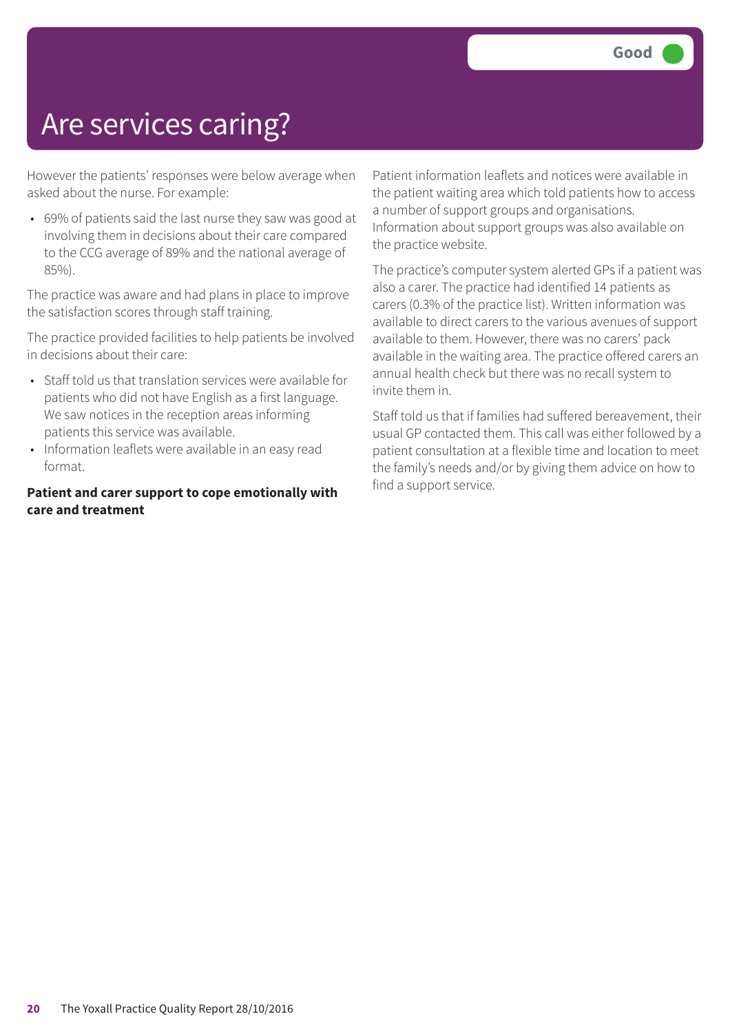# Are services caring?

Good

However the patients' responses were below average when asked about the nurse. For example:

- 69% of patients said the last nurse they saw was good at involving them in decisions about their care compared to the CCG average of 89% and the national average of 85%).

The practice was aware and had plans in place to improve the satisfaction scores through staff training.

The practice provided facilities to help patients be involved in decisions about their care:

- Staff told us that translation services were available for patients who did not have English as a first language. We saw notices in the reception areas informing patients this service was available.
- Information leaflets were available in an easy read format.

**Patient and carer support to cope emotionally with care and treatment**

Patient information leaflets and notices were available in the patient waiting area which told patients how to access a number of support groups and organisations. Information about support groups was also available on the practice website.

The practice's computer system alerted GPs if a patient was also a carer. The practice had identified 14 patients as carers (0.3% of the practice list). Written information was available to direct carers to the various avenues of support available to them. However, there was no carers' pack available in the waiting area. The practice offered carers an annual health check but there was no recall system to invite them in.

Staff told us that if families had suffered bereavement, their usual GP contacted them. This call was either followed by a patient consultation at a flexible time and location to meet the family's needs and/or by giving them advice on how to find a support service.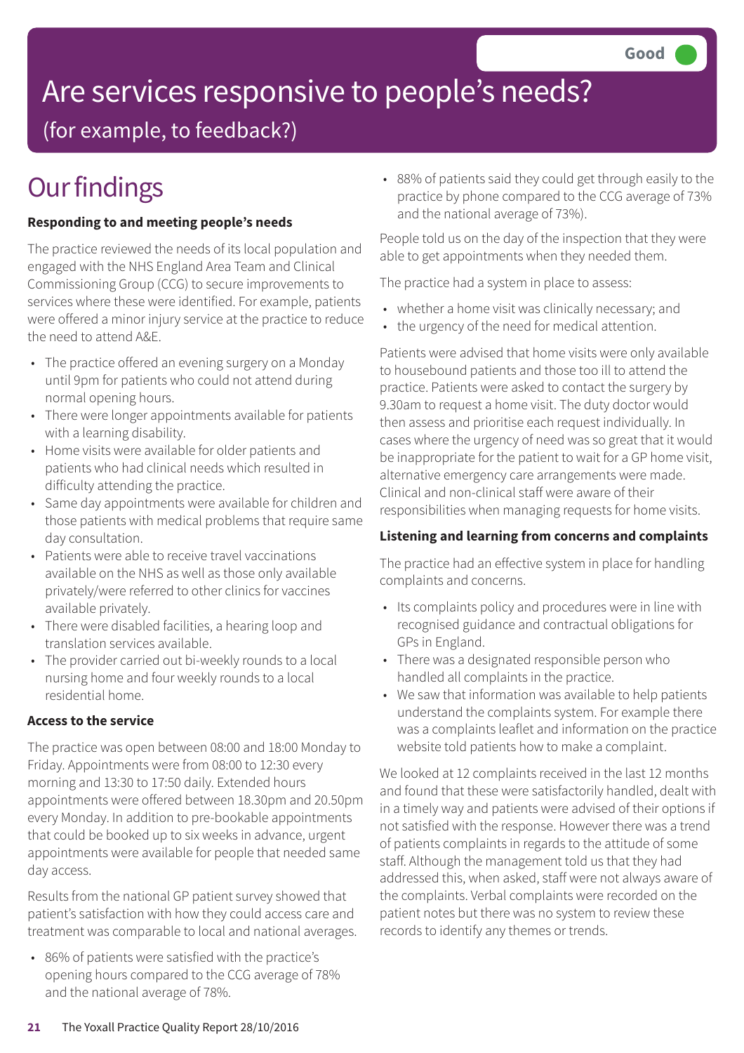Good

# Are services responsive to people's needs?

(for example, to feedback?)

## Our findings

**Responding to and meeting people's needs**

The practice reviewed the needs of its local population and engaged with the NHS England Area Team and Clinical Commissioning Group (CCG) to secure improvements to services where these were identified. For example, patients were offered a minor injury service at the practice to reduce the need to attend A&E.

- The practice offered an evening surgery on a Monday until 9pm for patients who could not attend during normal opening hours.
- There were longer appointments available for patients with a learning disability.
- Home visits were available for older patients and patients who had clinical needs which resulted in difficulty attending the practice.
- Same day appointments were available for children and those patients with medical problems that require same day consultation.
- Patients were able to receive travel vaccinations available on the NHS as well as those only available privately/were referred to other clinics for vaccines available privately.
- There were disabled facilities, a hearing loop and translation services available.
- The provider carried out bi-weekly rounds to a local nursing home and four weekly rounds to a local residential home.

**Access to the service**

The practice was open between 08:00 and 18:00 Monday to Friday. Appointments were from 08:00 to 12:30 every morning and 13:30 to 17:50 daily. Extended hours appointments were offered between 18.30pm and 20.50pm every Monday. In addition to pre-bookable appointments that could be booked up to six weeks in advance, urgent appointments were available for people that needed same day access.

Results from the national GP patient survey showed that patient's satisfaction with how they could access care and treatment was comparable to local and national averages.

- 86% of patients were satisfied with the practice's opening hours compared to the CCG average of 78% and the national average of 78%.
- 88% of patients said they could get through easily to the practice by phone compared to the CCG average of 73% and the national average of 73%).

People told us on the day of the inspection that they were able to get appointments when they needed them.

The practice had a system in place to assess:

- whether a home visit was clinically necessary; and
- the urgency of the need for medical attention.

Patients were advised that home visits were only available to housebound patients and those too ill to attend the practice. Patients were asked to contact the surgery by 9.30am to request a home visit. The duty doctor would then assess and prioritise each request individually. In cases where the urgency of need was so great that it would be inappropriate for the patient to wait for a GP home visit, alternative emergency care arrangements were made. Clinical and non-clinical staff were aware of their responsibilities when managing requests for home visits.

**Listening and learning from concerns and complaints**

The practice had an effective system in place for handling complaints and concerns.

- Its complaints policy and procedures were in line with recognised guidance and contractual obligations for GPs in England.
- There was a designated responsible person who handled all complaints in the practice.
- We saw that information was available to help patients understand the complaints system. For example there was a complaints leaflet and information on the practice website told patients how to make a complaint.

We looked at 12 complaints received in the last 12 months and found that these were satisfactorily handled, dealt with in a timely way and patients were advised of their options if not satisfied with the response. However there was a trend of patients complaints in regards to the attitude of some staff. Although the management told us that they had addressed this, when asked, staff were not always aware of the complaints. Verbal complaints were recorded on the patient notes but there was no system to review these records to identify any themes or trends.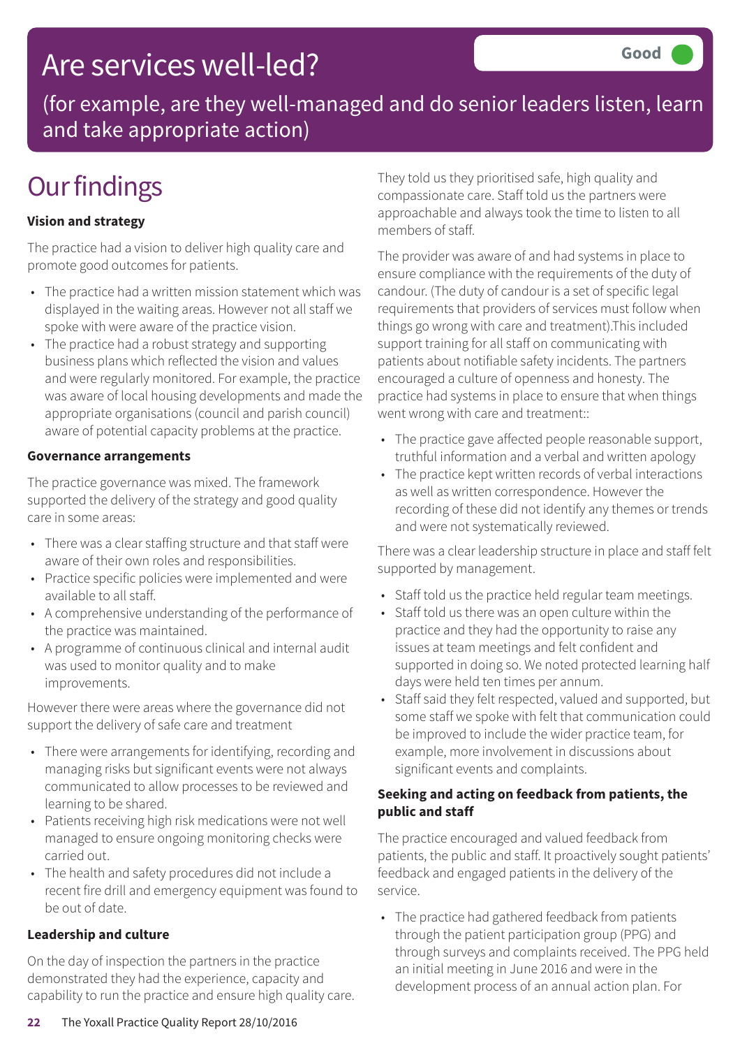# Are services well-led?

**Good**

(for example, are they well-managed and do senior leaders listen, learn and take appropriate action)

## Our findings

**Vision and strategy**

The practice had a vision to deliver high quality care and promote good outcomes for patients.

- The practice had a written mission statement which was displayed in the waiting areas. However not all staff we spoke with were aware of the practice vision.
- The practice had a robust strategy and supporting business plans which reflected the vision and values and were regularly monitored. For example, the practice was aware of local housing developments and made the appropriate organisations (council and parish council) aware of potential capacity problems at the practice.

**Governance arrangements**

The practice governance was mixed. The framework supported the delivery of the strategy and good quality care in some areas:

- There was a clear staffing structure and that staff were aware of their own roles and responsibilities.
- Practice specific policies were implemented and were available to all staff.
- A comprehensive understanding of the performance of the practice was maintained.
- A programme of continuous clinical and internal audit was used to monitor quality and to make improvements.

However there were areas where the governance did not support the delivery of safe care and treatment

- There were arrangements for identifying, recording and managing risks but significant events were not always communicated to allow processes to be reviewed and learning to be shared.
- Patients receiving high risk medications were not well managed to ensure ongoing monitoring checks were carried out.
- The health and safety procedures did not include a recent fire drill and emergency equipment was found to be out of date.

**Leadership and culture**

On the day of inspection the partners in the practice demonstrated they had the experience, capacity and capability to run the practice and ensure high quality care. They told us they prioritised safe, high quality and compassionate care. Staff told us the partners were approachable and always took the time to listen to all members of staff.

The provider was aware of and had systems in place to ensure compliance with the requirements of the duty of candour. (The duty of candour is a set of specific legal requirements that providers of services must follow when things go wrong with care and treatment).This included support training for all staff on communicating with patients about notifiable safety incidents. The partners encouraged a culture of openness and honesty. The practice had systems in place to ensure that when things went wrong with care and treatment::

- The practice gave affected people reasonable support, truthful information and a verbal and written apology
- The practice kept written records of verbal interactions as well as written correspondence. However the recording of these did not identify any themes or trends and were not systematically reviewed.

There was a clear leadership structure in place and staff felt supported by management.

- Staff told us the practice held regular team meetings.
- Staff told us there was an open culture within the practice and they had the opportunity to raise any issues at team meetings and felt confident and supported in doing so. We noted protected learning half days were held ten times per annum.
- Staff said they felt respected, valued and supported, but some staff we spoke with felt that communication could be improved to include the wider practice team, for example, more involvement in discussions about significant events and complaints.

**Seeking and acting on feedback from patients, the public and staff**

The practice encouraged and valued feedback from patients, the public and staff. It proactively sought patients' feedback and engaged patients in the delivery of the service.

- The practice had gathered feedback from patients through the patient participation group (PPG) and through surveys and complaints received. The PPG held an initial meeting in June 2016 and were in the development process of an annual action plan. For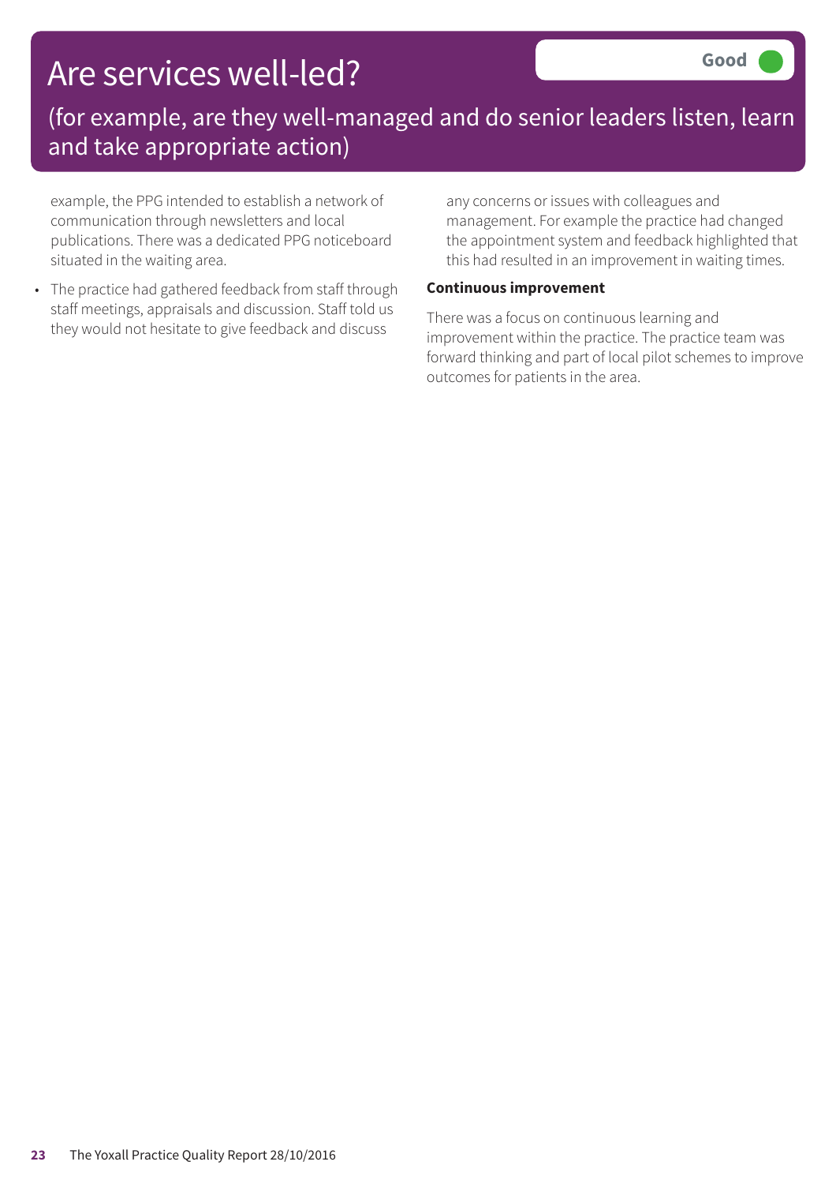# Are services well-led?

**Good**

(for example, are they well-managed and do senior leaders listen, learn and take appropriate action)

example, the PPG intended to establish a network of communication through newsletters and local publications. There was a dedicated PPG noticeboard situated in the waiting area.

- The practice had gathered feedback from staff through staff meetings, appraisals and discussion. Staff told us they would not hesitate to give feedback and discuss any concerns or issues with colleagues and management. For example the practice had changed the appointment system and feedback highlighted that this had resulted in an improvement in waiting times.

**Continuous improvement**

There was a focus on continuous learning and improvement within the practice. The practice team was forward thinking and part of local pilot schemes to improve outcomes for patients in the area.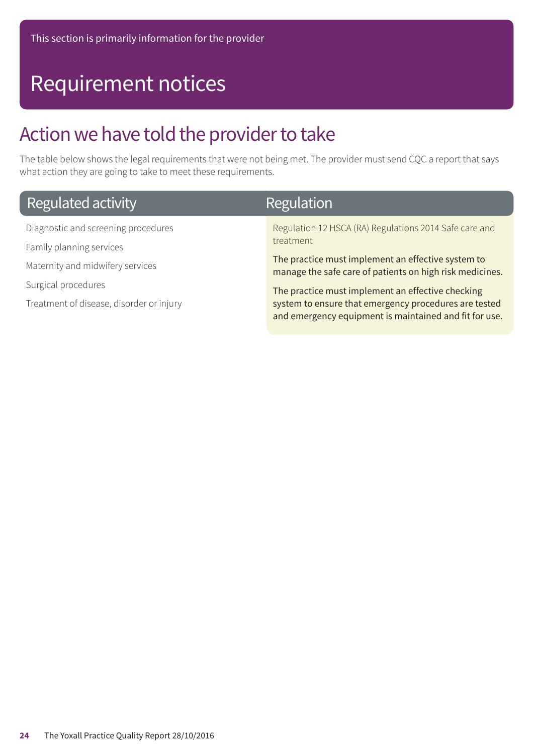This section is primarily information for the provider

# Requirement notices

## Action we have told the provider to take

The table below shows the legal requirements that were not being met. The provider must send CQC a report that says what action they are going to take to meet these requirements.

| Regulated activity | Regulation |
|---|---|
| Diagnostic and screening procedures<br>Family planning services<br>Maternity and midwifery services<br>Surgical procedures<br>Treatment of disease, disorder or injury | Regulation 12 HSCA (RA) Regulations 2014 Safe care and treatment<br><br>The practice must implement an effective system to manage the safe care of patients on high risk medicines.<br><br>The practice must implement an effective checking system to ensure that emergency procedures are tested and emergency equipment is maintained and fit for use. |